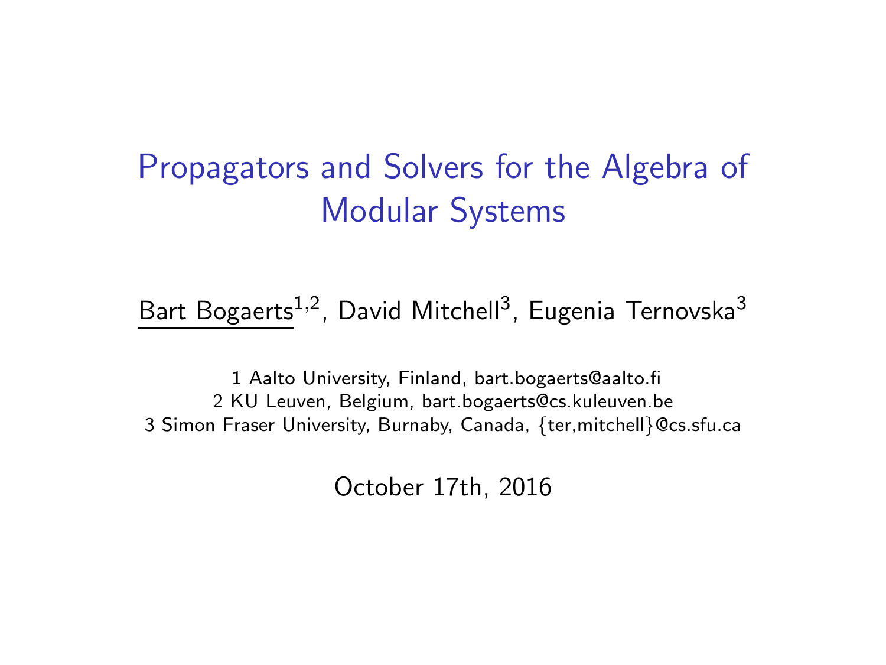# Propagators and Solvers for the Algebra of Modular Systems

Bart Bogaerts[1,2], David Mitchell[3], Eugenia Ternovska[3]

1 Aalto University, Finland, bart.bogaerts@aalto.fi
2 KU Leuven, Belgium, bart.bogaerts@cs.kuleuven.be
3 Simon Fraser University, Burnaby, Canada, {ter,mitchell}@cs.sfu.ca

October 17th, 2016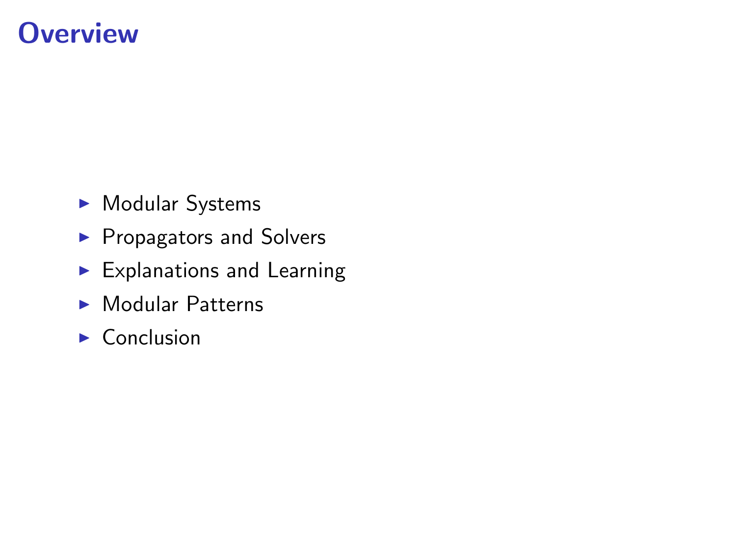# Overview

- Modular Systems
- Propagators and Solvers
- Explanations and Learning
- Modular Patterns
- Conclusion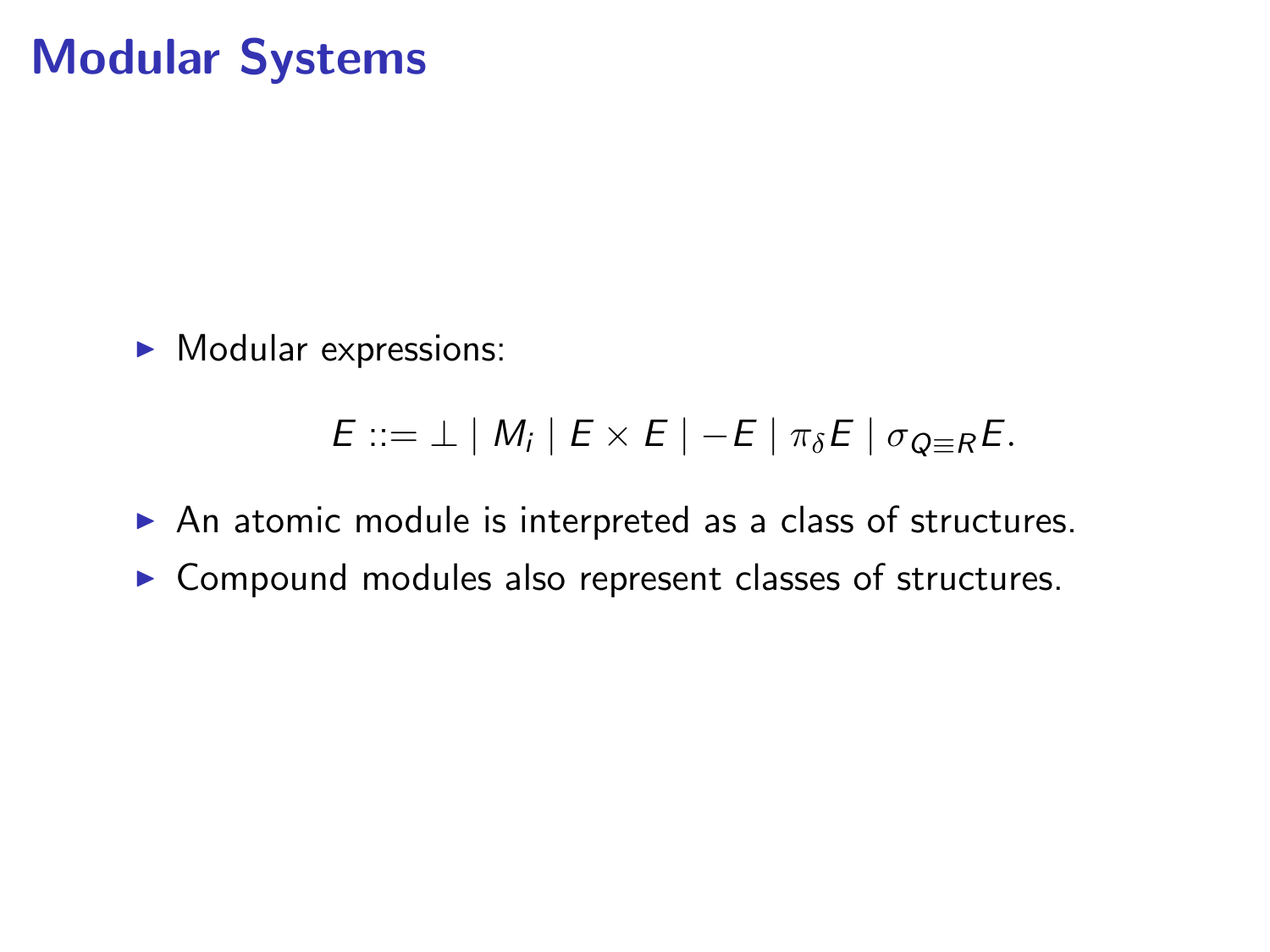# Modular Systems

- Modular expressions:

$$E ::= \bot \mid M_i \mid E \times E \mid -E \mid \pi_\delta E \mid \sigma_{Q \equiv R} E.$$

- An atomic module is interpreted as a class of structures.
- Compound modules also represent classes of structures.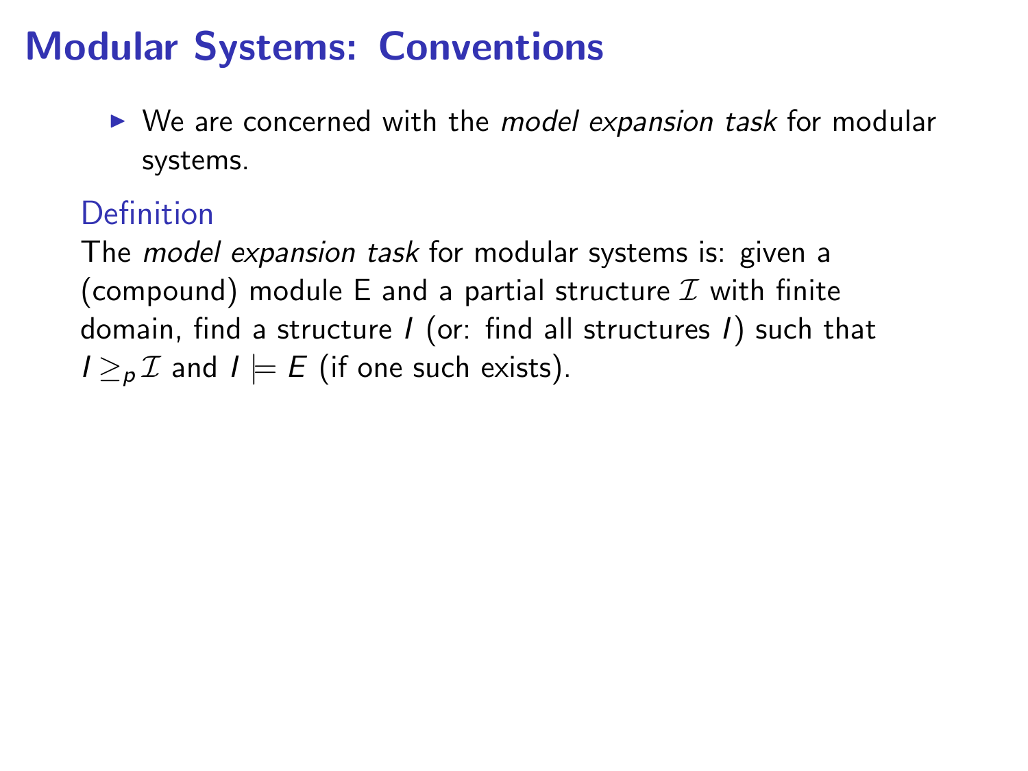# Modular Systems: Conventions

- We are concerned with the *model expansion task* for modular systems.

### Definition

The *model expansion task* for modular systems is: given a (compound) module E and a partial structure $\mathcal{I}$ with finite domain, find a structure $I$ (or: find all structures $I$) such that $I \geq_p \mathcal{I}$ and $I \models E$ (if one such exists).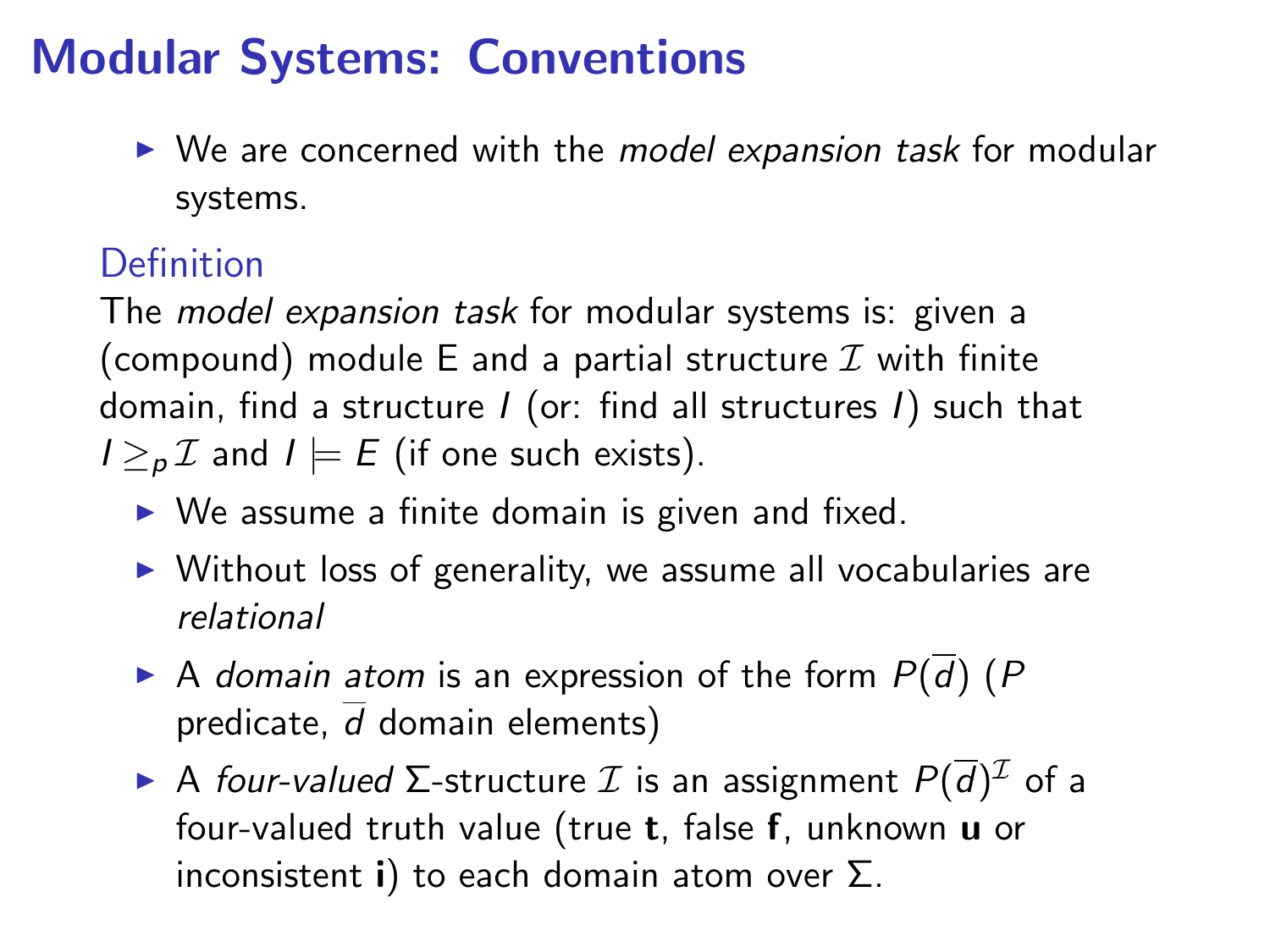# Modular Systems: Conventions

- We are concerned with the *model expansion task* for modular systems.

### Definition

The *model expansion task* for modular systems is: given a (compound) module E and a partial structure $\mathcal{I}$ with finite domain, find a structure $I$ (or: find all structures $I$) such that $I \geq_p \mathcal{I}$ and $I \models E$ (if one such exists).

- We assume a finite domain is given and fixed.
- Without loss of generality, we assume all vocabularies are *relational*
- A *domain atom* is an expression of the form $P(\overline{d})$ ($P$ predicate, $\overline{d}$ domain elements)
- A *four-valued* $\Sigma$-structure $\mathcal{I}$ is an assignment $P(\overline{d})^{\mathcal{I}}$ of a four-valued truth value (true **t**, false **f**, unknown **u** or inconsistent **i**) to each domain atom over $\Sigma$.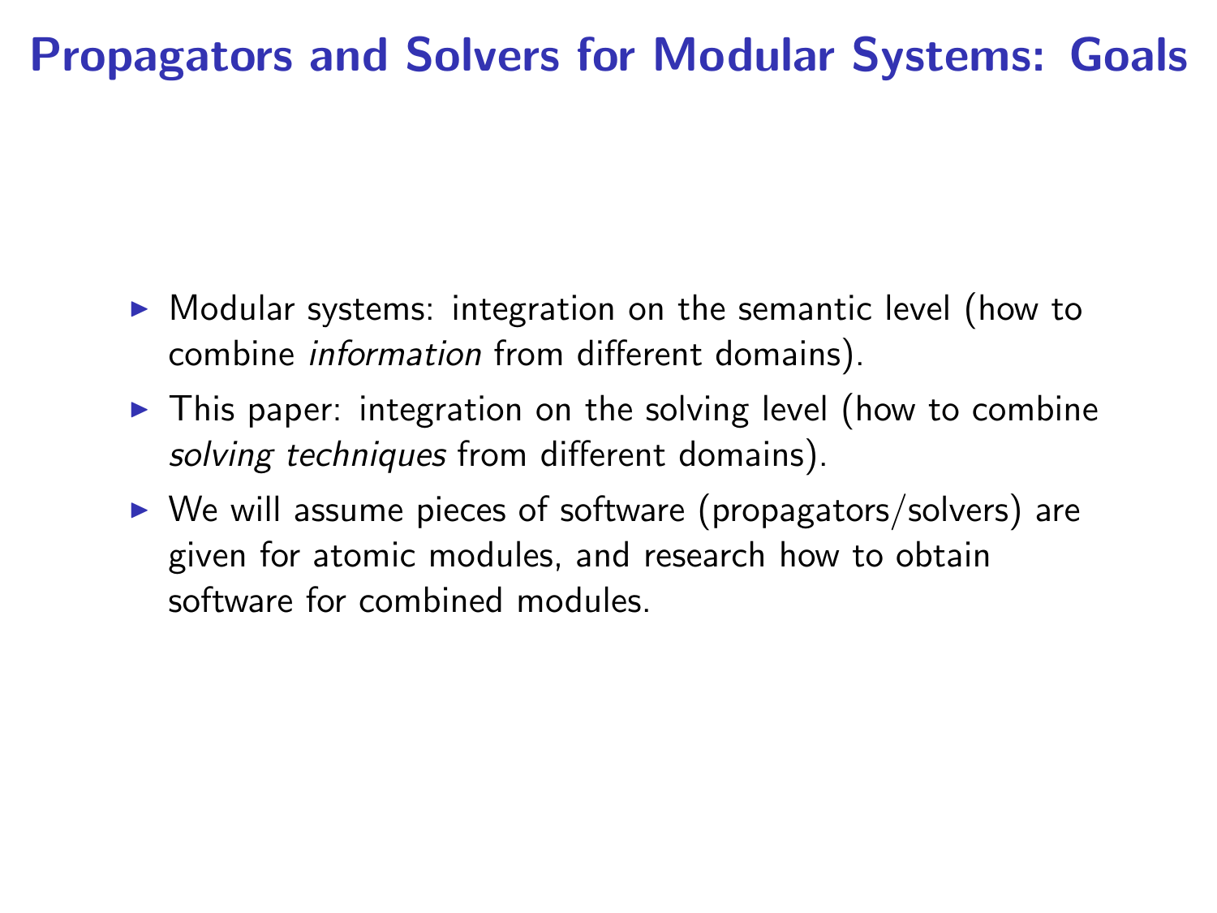# Propagators and Solvers for Modular Systems: Goals

- Modular systems: integration on the semantic level (how to combine *information* from different domains).
- This paper: integration on the solving level (how to combine *solving techniques* from different domains).
- We will assume pieces of software (propagators/solvers) are given for atomic modules, and research how to obtain software for combined modules.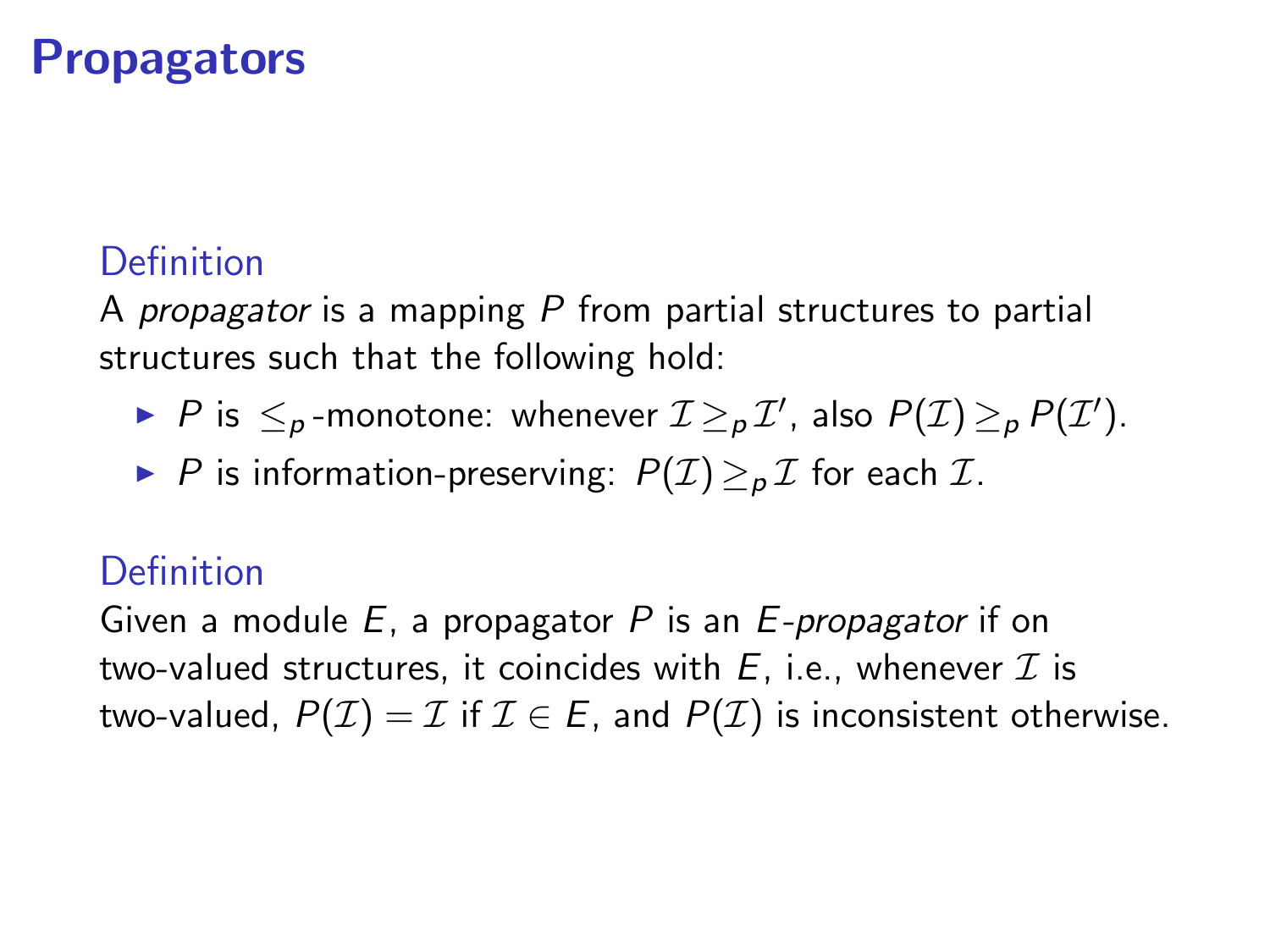# Propagators

### Definition

A *propagator* is a mapping $P$ from partial structures to partial structures such that the following hold:

- $P$ is $\leq_p$-monotone: whenever $\mathcal{I} \geq_p \mathcal{I}'$, also $P(\mathcal{I}) \geq_p P(\mathcal{I}')$.
- $P$ is information-preserving: $P(\mathcal{I}) \geq_p \mathcal{I}$ for each $\mathcal{I}$.

### Definition

Given a module $E$, a propagator $P$ is an *$E$-propagator* if on two-valued structures, it coincides with $E$, i.e., whenever $\mathcal{I}$ is two-valued, $P(\mathcal{I}) = \mathcal{I}$ if $\mathcal{I} \in E$, and $P(\mathcal{I})$ is inconsistent otherwise.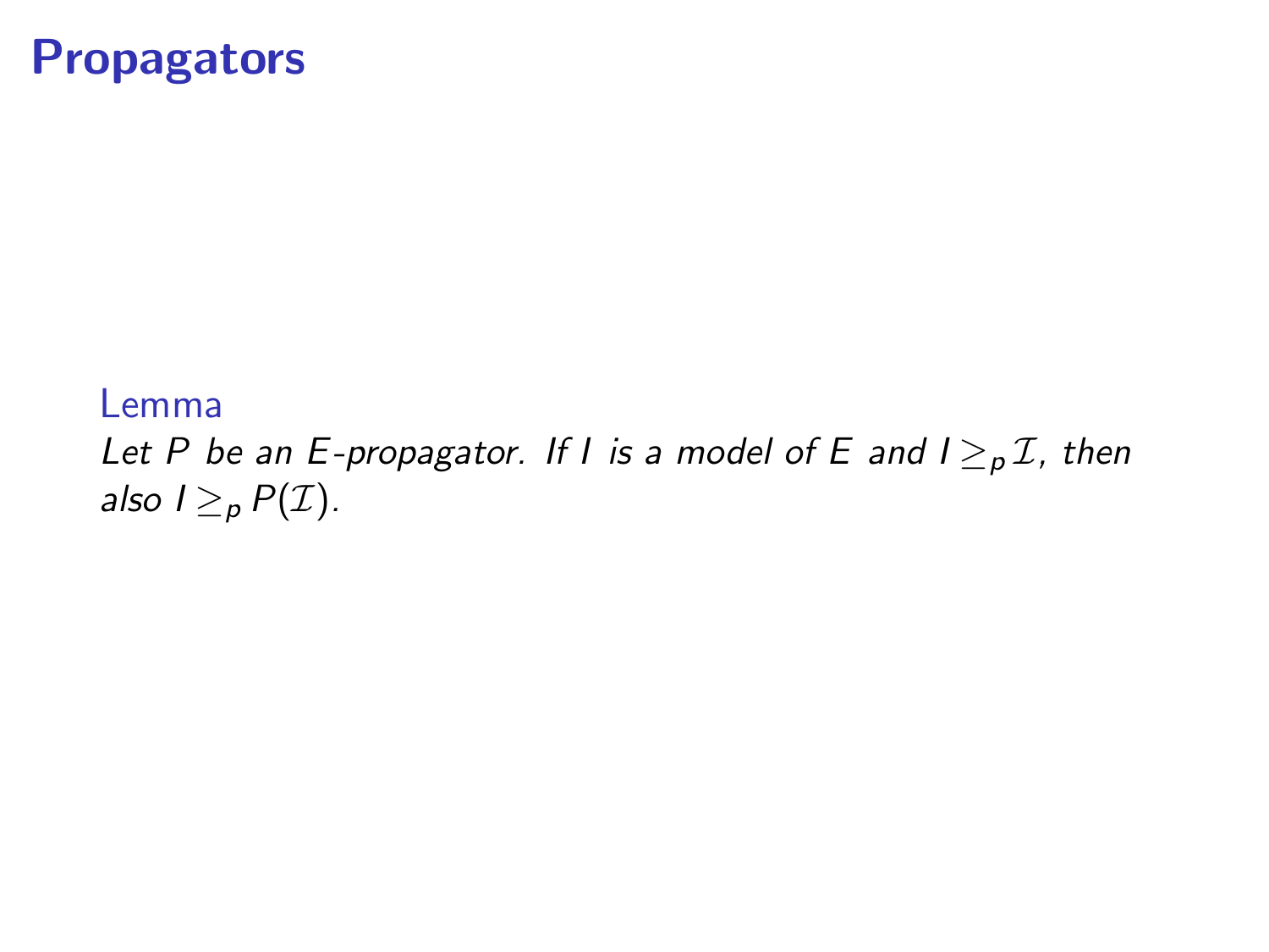# Propagators

**Lemma**

*Let $P$ be an $E$-propagator. If $I$ is a model of $E$ and $I \geq_p \mathcal{I}$, then also $I \geq_p P(\mathcal{I})$.*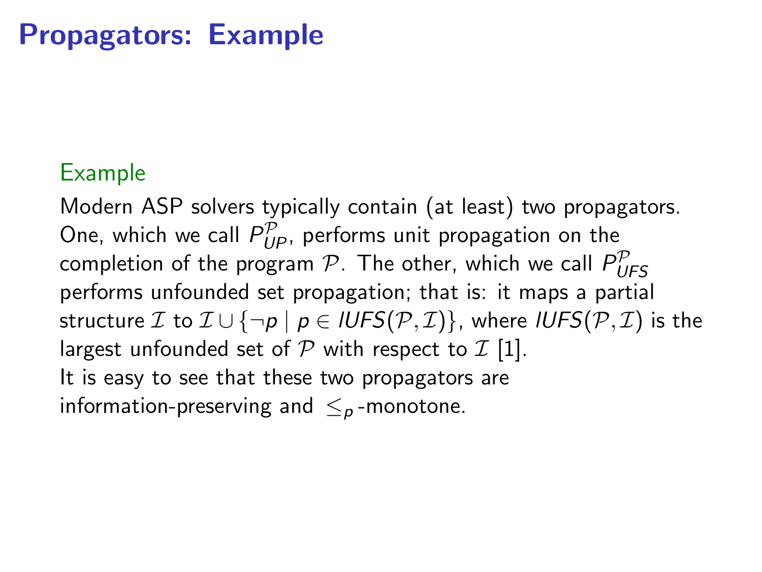# Propagators: Example

### Example

Modern ASP solvers typically contain (at least) two propagators. One, which we call $P^{\mathcal{P}}_{UP}$, performs unit propagation on the completion of the program $\mathcal{P}$. The other, which we call $P^{\mathcal{P}}_{UFS}$ performs unfounded set propagation; that is: it maps a partial structure $\mathcal{I}$ to $\mathcal{I} \cup \{\neg p \mid p \in lUFS(\mathcal{P}, \mathcal{I})\}$, where $lUFS(\mathcal{P}, \mathcal{I})$ is the largest unfounded set of $\mathcal{P}$ with respect to $\mathcal{I}$ [1].

It is easy to see that these two propagators are information-preserving and $\leq_p$-monotone.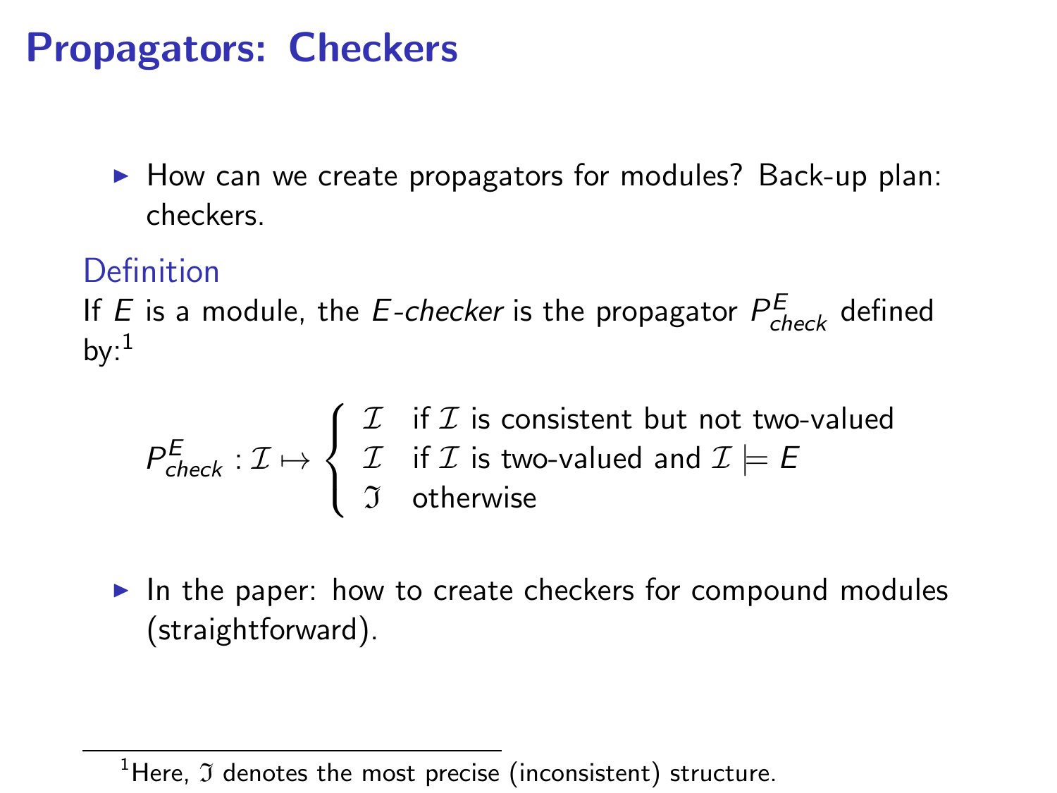# Propagators: Checkers

- How can we create propagators for modules? Back-up plan: checkers.

**Definition**

If $E$ is a module, the *E-checker* is the propagator $P^E_{check}$ defined by:[1]

$$P^E_{check} : \mathcal{I} \mapsto \begin{cases} \mathcal{I} & \text{if } \mathcal{I} \text{ is consistent but not two-valued} \\ \mathcal{I} & \text{if } \mathcal{I} \text{ is two-valued and } \mathcal{I} \models E \\ \mathfrak{I} & \text{otherwise} \end{cases}$$

- In the paper: how to create checkers for compound modules (straightforward).

[1] Here, $\mathfrak{I}$ denotes the most precise (inconsistent) structure.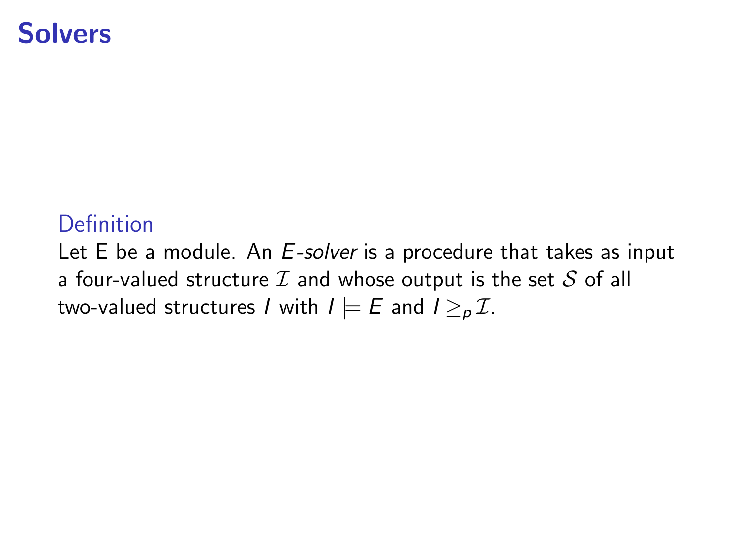# Solvers

**Definition**

Let E be a module. An *E-solver* is a procedure that takes as input a four-valued structure $\mathcal{I}$ and whose output is the set $\mathcal{S}$ of all two-valued structures $I$ with $I \models E$ and $I \geq_p \mathcal{I}$.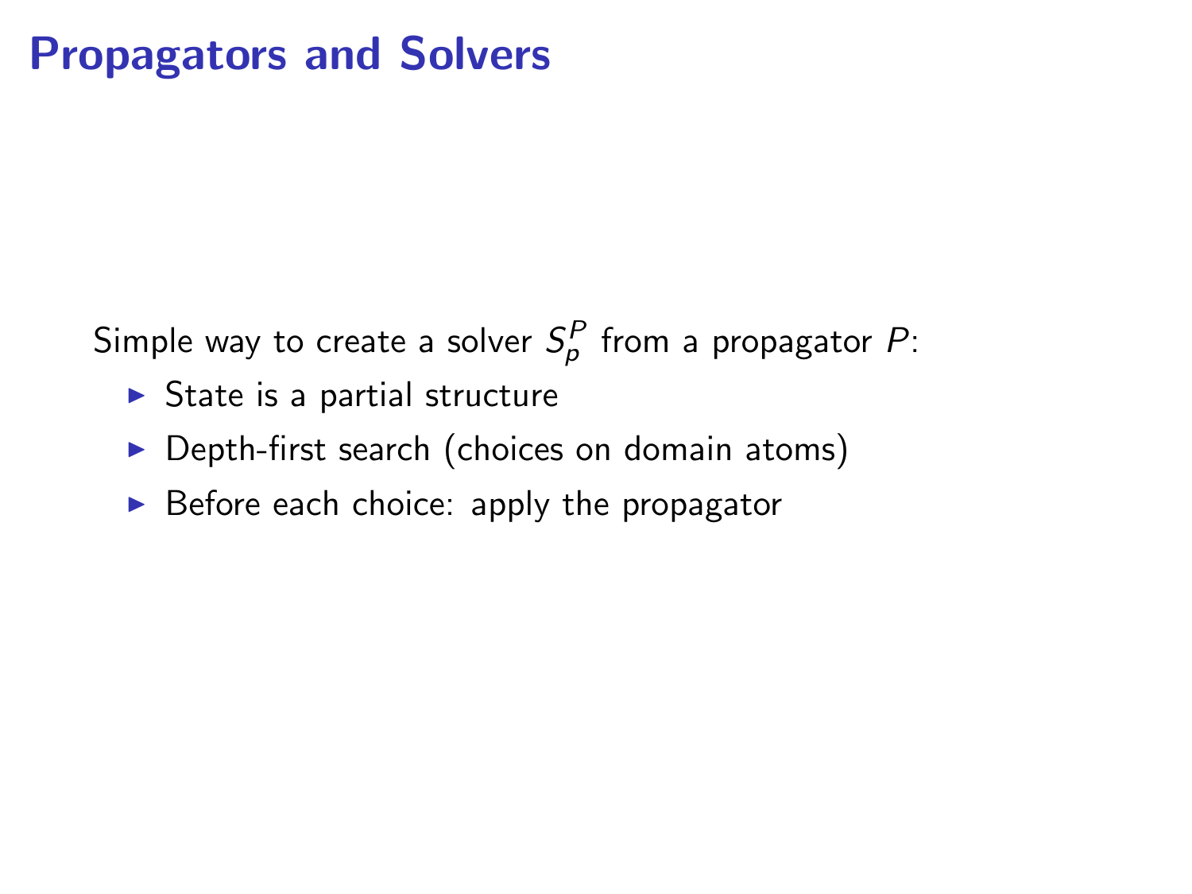# Propagators and Solvers

Simple way to create a solver $S_p^P$ from a propagator $P$:

- State is a partial structure
- Depth-first search (choices on domain atoms)
- Before each choice: apply the propagator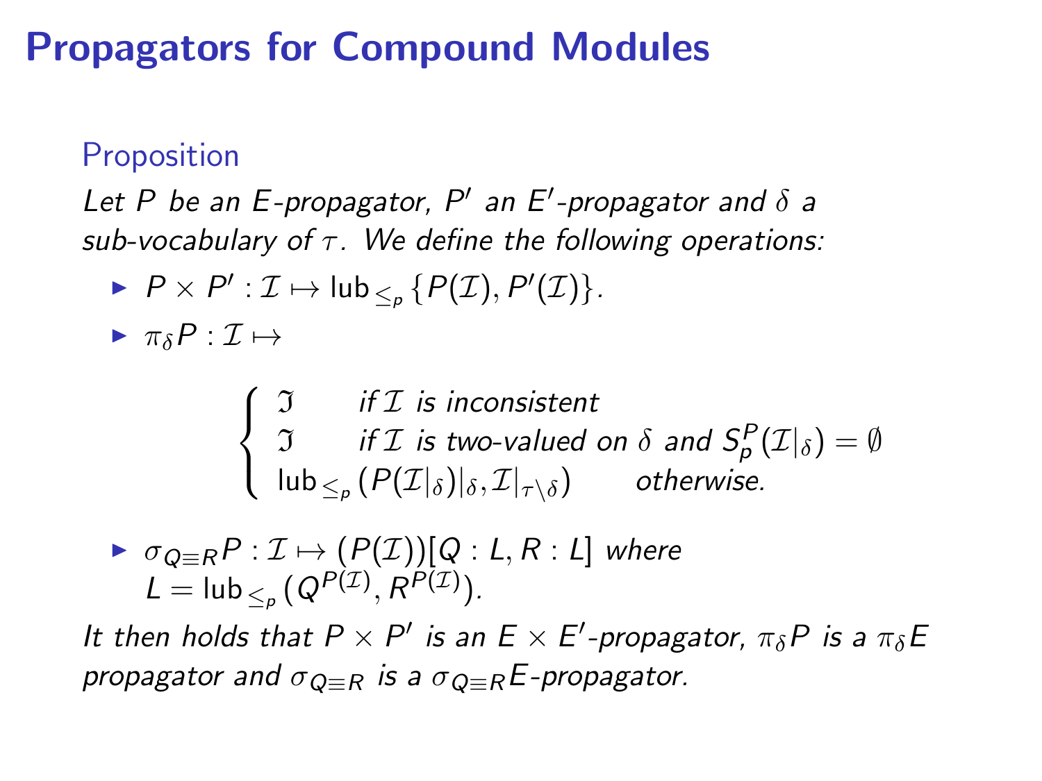# Propagators for Compound Modules

### Proposition

*Let $P$ be an $E$-propagator, $P'$ an $E'$-propagator and $\delta$ a sub-vocabulary of $\tau$. We define the following operations:*

- $P \times P' : \mathcal{I} \mapsto \text{lub}_{\leq_p}\{P(\mathcal{I}), P'(\mathcal{I})\}$.
- $\pi_\delta P : \mathcal{I} \mapsto$

$$\begin{cases} \mathfrak{I} & \text{if } \mathcal{I} \text{ is inconsistent} \\ \mathfrak{I} & \text{if } \mathcal{I} \text{ is two-valued on } \delta \text{ and } S_p^P(\mathcal{I}|_\delta) = \emptyset \\ \text{lub}_{\leq_p}(P(\mathcal{I}|_\delta)|_\delta, \mathcal{I}|_{\tau \setminus \delta}) & \text{otherwise.} \end{cases}$$

- $\sigma_{Q \equiv R} P : \mathcal{I} \mapsto (P(\mathcal{I}))[Q : L, R : L]$ *where* $L = \text{lub}_{\leq_p}(Q^{P(\mathcal{I})}, R^{P(\mathcal{I})})$.

*It then holds that $P \times P'$ is an $E \times E'$-propagator, $\pi_\delta P$ is a $\pi_\delta E$ propagator and $\sigma_{Q \equiv R}$ is a $\sigma_{Q \equiv R} E$-propagator.*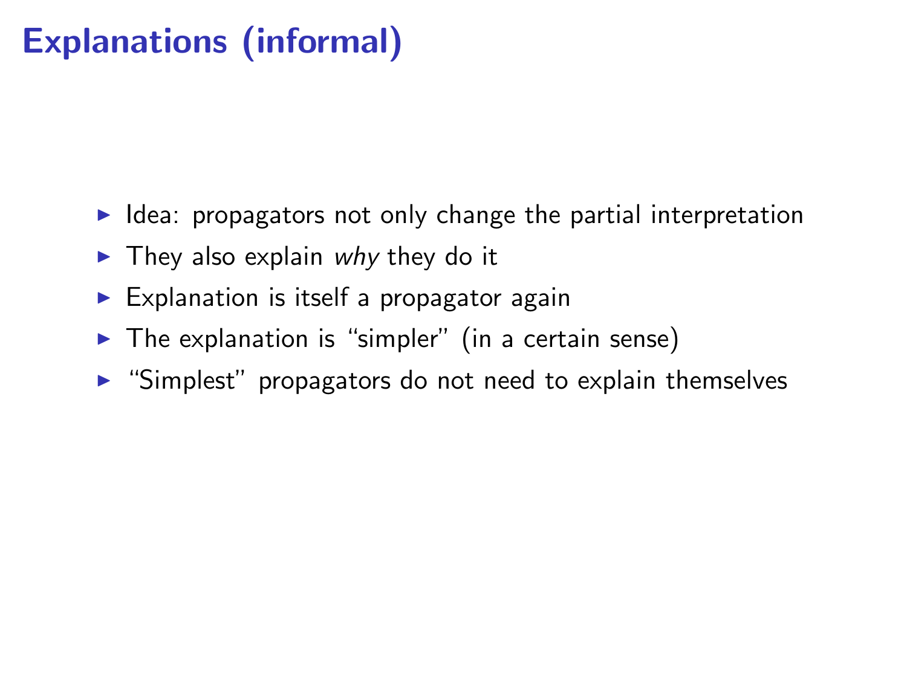# Explanations (informal)

- Idea: propagators not only change the partial interpretation
- They also explain *why* they do it
- Explanation is itself a propagator again
- The explanation is “simpler” (in a certain sense)
- “Simplest” propagators do not need to explain themselves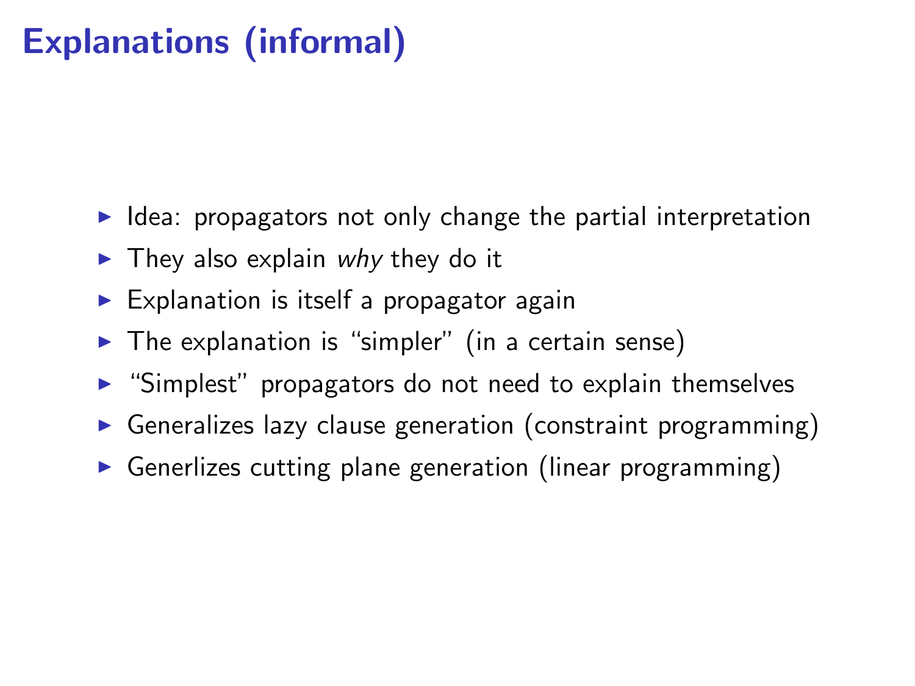# Explanations (informal)

- Idea: propagators not only change the partial interpretation
- They also explain *why* they do it
- Explanation is itself a propagator again
- The explanation is “simpler” (in a certain sense)
- “Simplest” propagators do not need to explain themselves
- Generalizes lazy clause generation (constraint programming)
- Generlizes cutting plane generation (linear programming)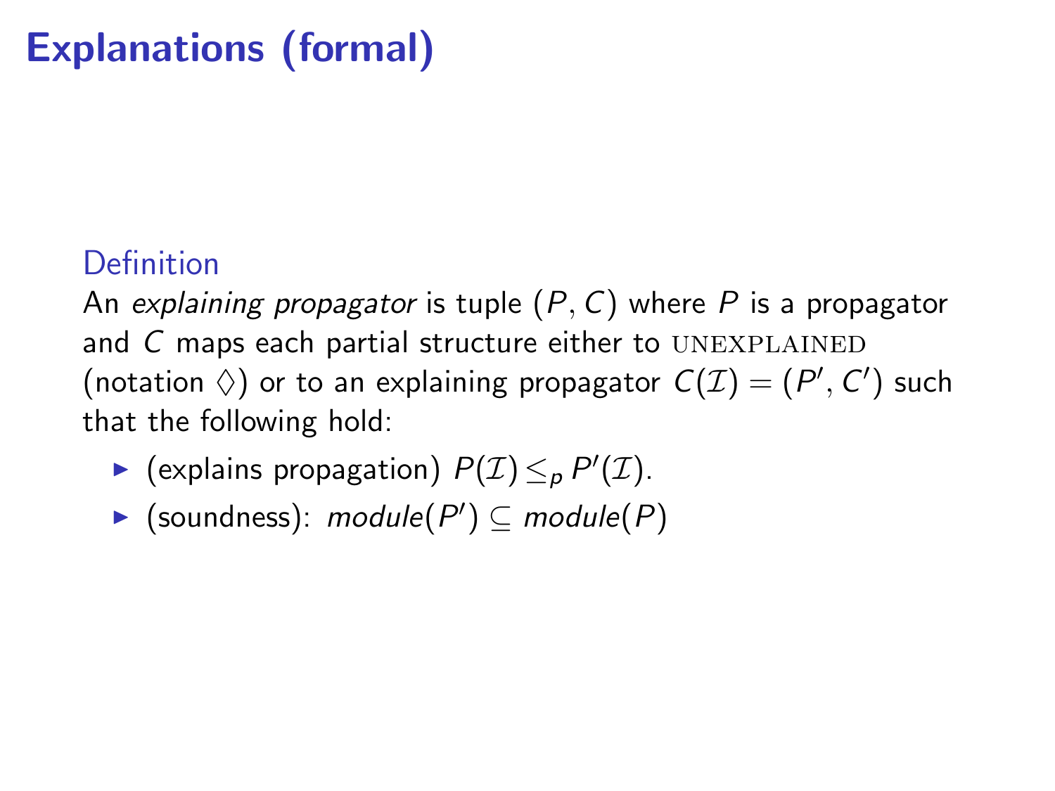# Explanations (formal)

**Definition**

An *explaining propagator* is tuple $(P, C)$ where $P$ is a propagator and $C$ maps each partial structure either to UNEXPLAINED (notation $\lozenge$) or to an explaining propagator $C(\mathcal{I}) = (P', C')$ such that the following hold:

- (explains propagation) $P(\mathcal{I}) \leq_p P'(\mathcal{I})$.
- (soundness): $\mathit{module}(P') \subseteq \mathit{module}(P)$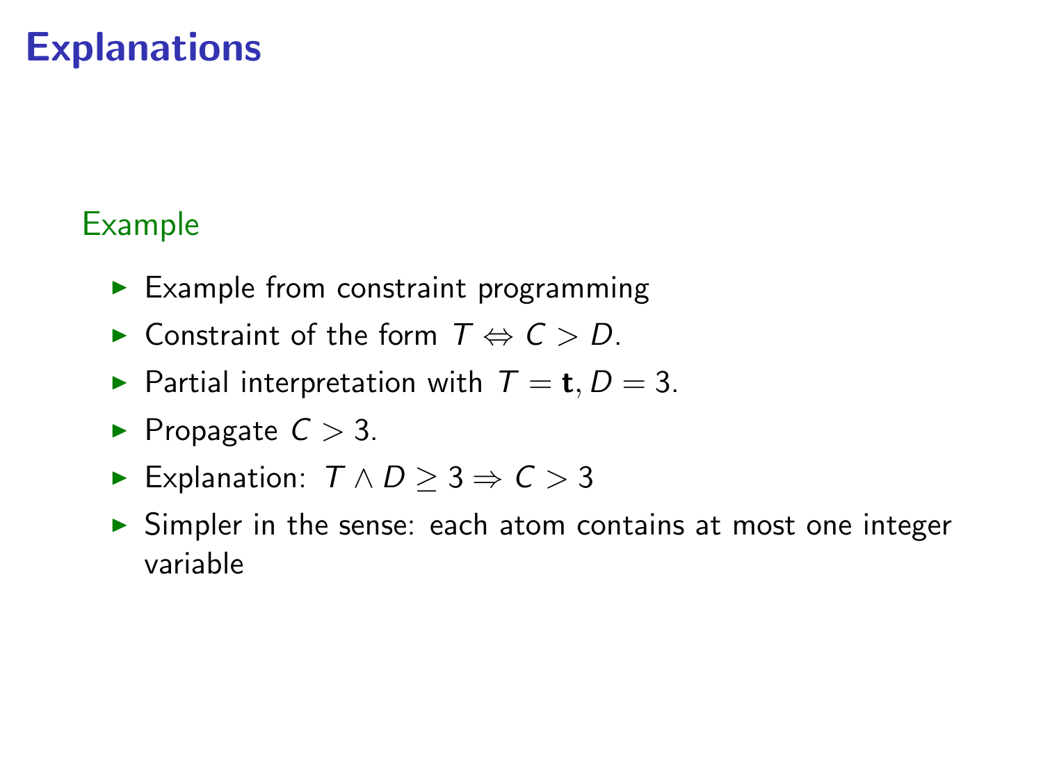# Explanations

### Example

- Example from constraint programming
- Constraint of the form $T \Leftrightarrow C > D$.
- Partial interpretation with $T = \mathbf{t}, D = 3$.
- Propagate $C > 3$.
- Explanation: $T \wedge D \geq 3 \Rightarrow C > 3$
- Simpler in the sense: each atom contains at most one integer variable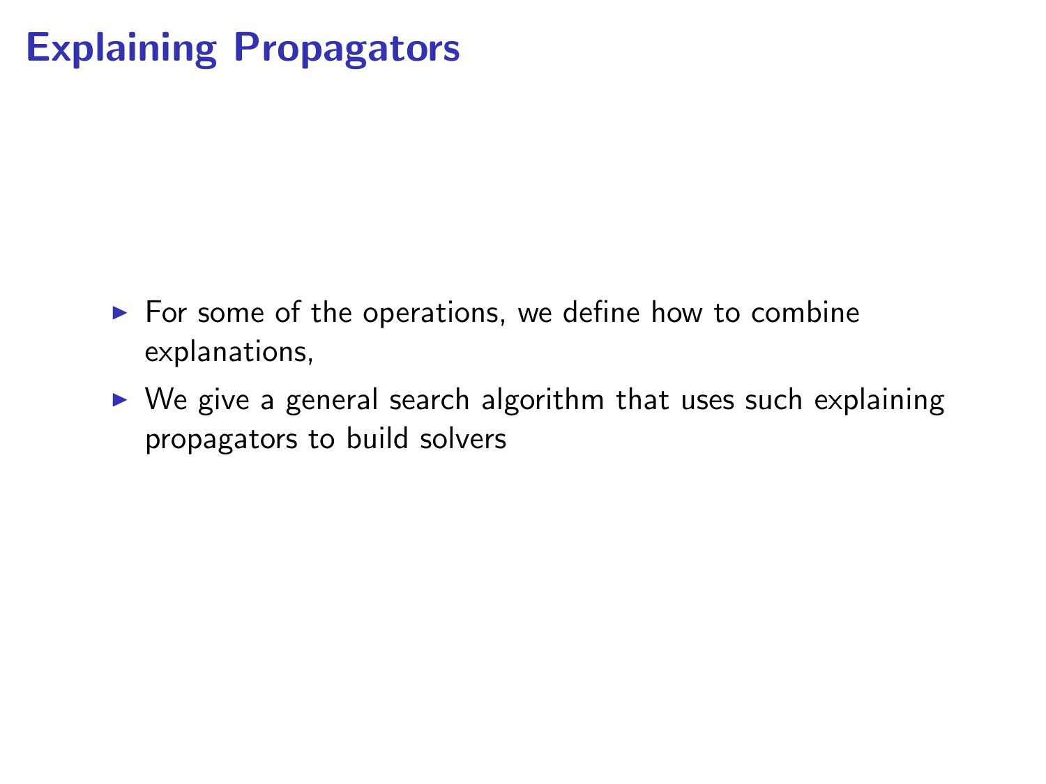# Explaining Propagators

- For some of the operations, we define how to combine explanations,
- We give a general search algorithm that uses such explaining propagators to build solvers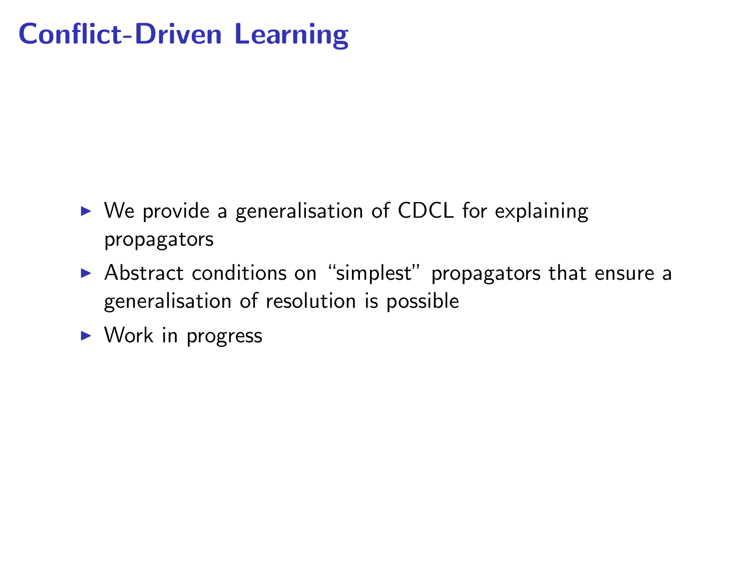# Conflict-Driven Learning

- We provide a generalisation of CDCL for explaining propagators
- Abstract conditions on "simplest" propagators that ensure a generalisation of resolution is possible
- Work in progress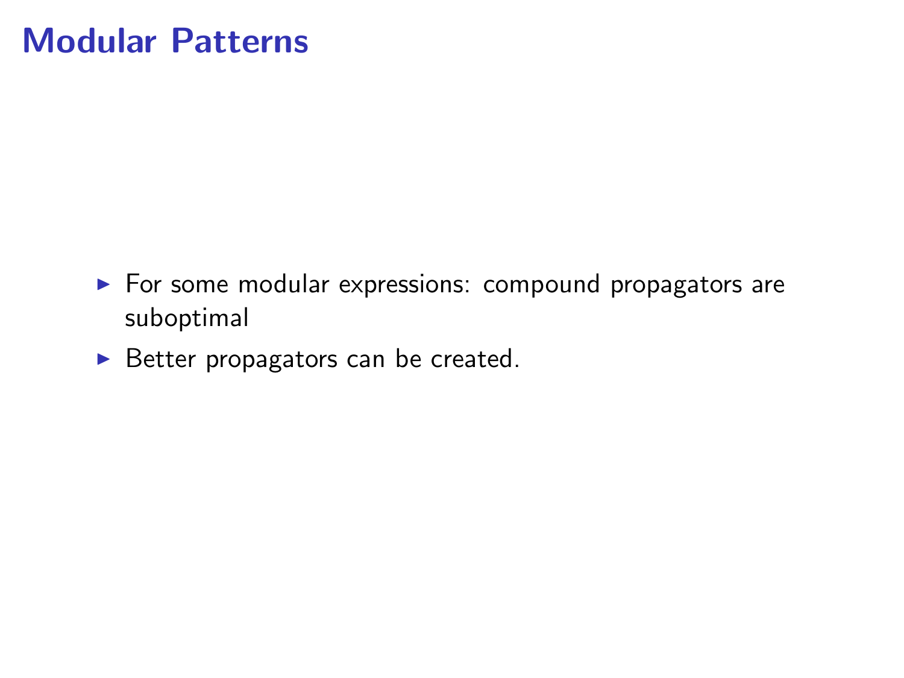# Modular Patterns

- For some modular expressions: compound propagators are suboptimal
- Better propagators can be created.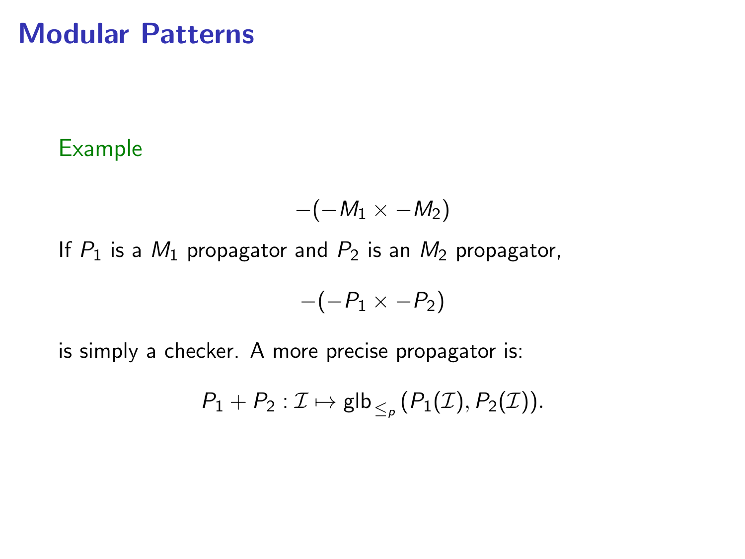# Modular Patterns

Example

$$-(-M_1 \times -M_2)$$

If $P_1$ is a $M_1$ propagator and $P_2$ is an $M_2$ propagator,

$$-(-P_1 \times -P_2)$$

is simply a checker. A more precise propagator is:

$$P_1 + P_2 : \mathcal{I} \mapsto \mathrm{glb}_{\leq_p}(P_1(\mathcal{I}), P_2(\mathcal{I})).$$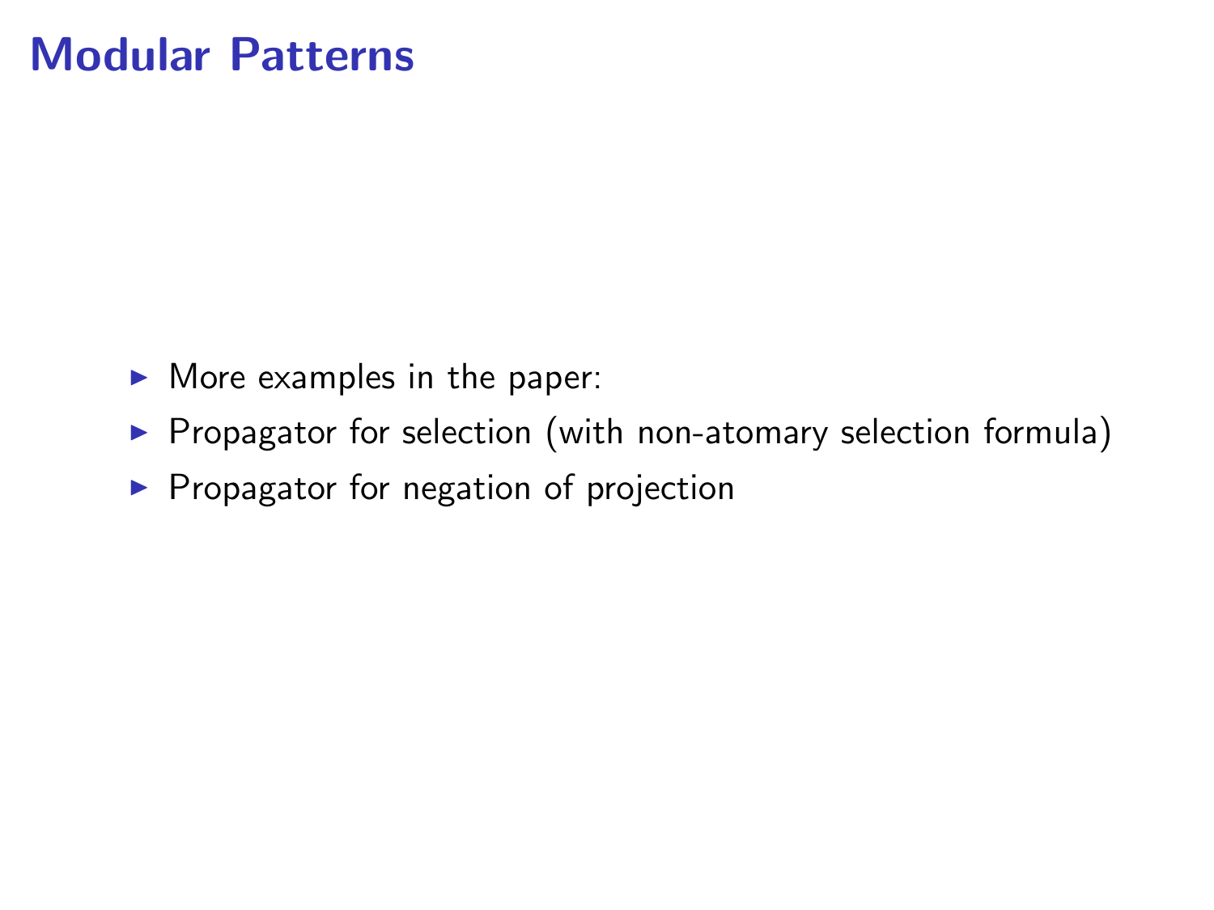# Modular Patterns

- More examples in the paper:
- Propagator for selection (with non-atomary selection formula)
- Propagator for negation of projection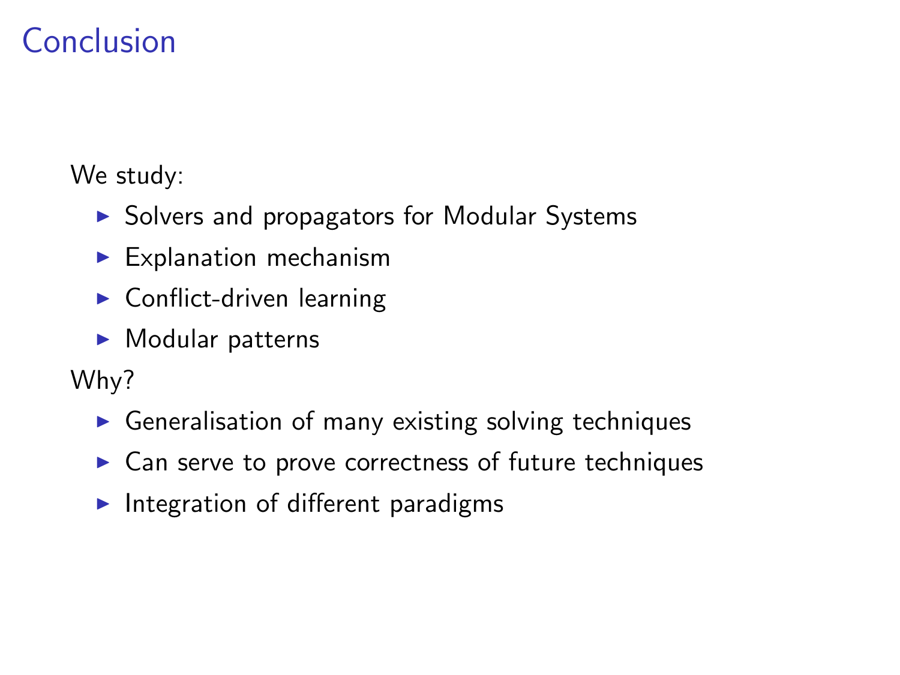# Conclusion

We study:

- Solvers and propagators for Modular Systems
- Explanation mechanism
- Conflict-driven learning
- Modular patterns

Why?

- Generalisation of many existing solving techniques
- Can serve to prove correctness of future techniques
- Integration of different paradigms